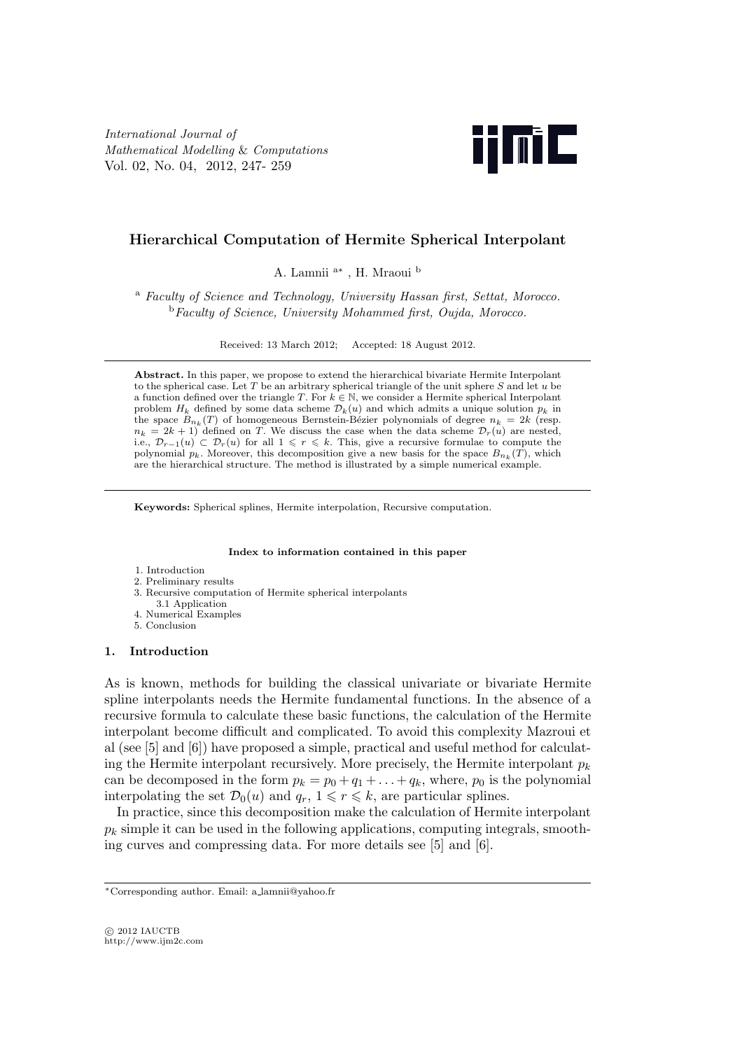*International Journal of Mathematical Modelling & Computations*
Vol. 02, No. 04, 2012, 247- 259

# Hierarchical Computation of Hermite Spherical Interpolant

A. Lamnii [a*] , H. Mraoui [b]

[a] *Faculty of Science and Technology, University Hassan first, Settat, Morocco.*
[b] *Faculty of Science, University Mohammed first, Oujda, Morocco.*

Received: 13 March 2012; Accepted: 18 August 2012.

---

**Abstract.** In this paper, we propose to extend the hierarchical bivariate Hermite Interpolant to the spherical case. Let $T$ be an arbitrary spherical triangle of the unit sphere $S$ and let $u$ be a function defined over the triangle $T$. For $k \in \mathbb{N}$, we consider a Hermite spherical Interpolant problem $H_k$ defined by some data scheme $\mathcal{D}_k(u)$ and which admits a unique solution $p_k$ in the space $B_{n_k}(T)$ of homogeneous Bernstein-Bézier polynomials of degree $n_k = 2k$ (resp. $n_k = 2k + 1$) defined on $T$. We discuss the case when the data scheme $\mathcal{D}_r(u)$ are nested, i.e., $\mathcal{D}_{r-1}(u) \subset \mathcal{D}_r(u)$ for all $1 \leqslant r \leqslant k$. This, give a recursive formulae to compute the polynomial $p_k$. Moreover, this decomposition give a new basis for the space $B_{n_k}(T)$, which are the hierarchical structure. The method is illustrated by a simple numerical example.

---

**Keywords:** Spherical splines, Hermite interpolation, Recursive computation.

**Index to information contained in this paper**

1. Introduction
2. Preliminary results
3. Recursive computation of Hermite spherical interpolants
   3.1 Application
4. Numerical Examples
5. Conclusion

## 1. Introduction

As is known, methods for building the classical univariate or bivariate Hermite spline interpolants needs the Hermite fundamental functions. In the absence of a recursive formula to calculate these basic functions, the calculation of the Hermite interpolant become difficult and complicated. To avoid this complexity Mazroui et al (see [5] and [6]) have proposed a simple, practical and useful method for calculating the Hermite interpolant recursively. More precisely, the Hermite interpolant $p_k$ can be decomposed in the form $p_k = p_0 + q_1 + \ldots + q_k$, where, $p_0$ is the polynomial interpolating the set $\mathcal{D}_0(u)$ and $q_r$, $1 \leqslant r \leqslant k$, are particular splines.

In practice, since this decomposition make the calculation of Hermite interpolant $p_k$ simple it can be used in the following applications, computing integrals, smoothing curves and compressing data. For more details see [5] and [6].

---

*Corresponding author. Email: a_lamnii@yahoo.fr

© 2012 IAUCTB
http://www.ijm2c.com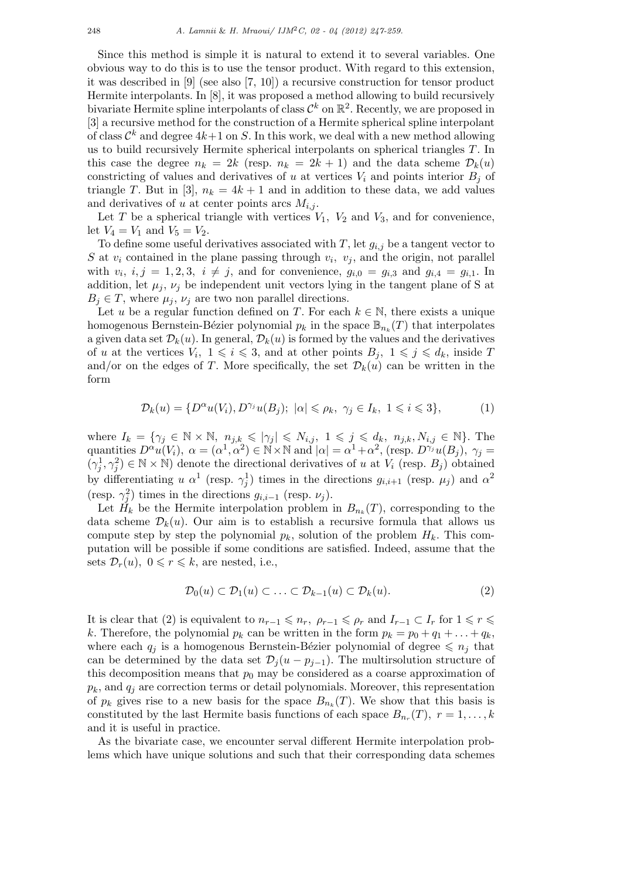Since this method is simple it is natural to extend it to several variables. One obvious way to do this is to use the tensor product. With regard to this extension, it was described in [9] (see also [7, 10]) a recursive construction for tensor product Hermite interpolants. In [8], it was proposed a method allowing to build recursively bivariate Hermite spline interpolants of class $\mathcal{C}^k$ on $\mathbb{R}^2$. Recently, we are proposed in [3] a recursive method for the construction of a Hermite spherical spline interpolant of class $\mathcal{C}^k$ and degree $4k+1$ on $S$. In this work, we deal with a new method allowing us to build recursively Hermite spherical interpolants on spherical triangles $T$. In this case the degree $n_k = 2k$ (resp. $n_k = 2k+1$) and the data scheme $\mathcal{D}_k(u)$ constricting of values and derivatives of $u$ at vertices $V_i$ and points interior $B_j$ of triangle $T$. But in [3], $n_k = 4k+1$ and in addition to these data, we add values and derivatives of $u$ at center points arcs $M_{i,j}$.

Let $T$ be a spherical triangle with vertices $V_1$, $V_2$ and $V_3$, and for convenience, let $V_4 = V_1$ and $V_5 = V_2$.

To define some useful derivatives associated with $T$, let $g_{i,j}$ be a tangent vector to $S$ at $v_i$ contained in the plane passing through $v_i$, $v_j$, and the origin, not parallel with $v_i$, $i, j = 1, 2, 3$, $i \neq j$, and for convenience, $g_{i,0} = g_{i,3}$ and $g_{i,4} = g_{i,1}$. In addition, let $\mu_j$, $\nu_j$ be independent unit vectors lying in the tangent plane of S at $B_j \in T$, where $\mu_j$, $\nu_j$ are two non parallel directions.

Let $u$ be a regular function defined on $T$. For each $k \in \mathbb{N}$, there exists a unique homogenous Bernstein-Bézier polynomial $p_k$ in the space $\mathbb{B}_{n_k}(T)$ that interpolates a given data set $\mathcal{D}_k(u)$. In general, $\mathcal{D}_k(u)$ is formed by the values and the derivatives of $u$ at the vertices $V_i$, $1 \leqslant i \leqslant 3$, and at other points $B_j$, $1 \leqslant j \leqslant d_k$, inside $T$ and/or on the edges of $T$. More specifically, the set $\mathcal{D}_k(u)$ can be written in the form

$$\mathcal{D}_k(u) = \{D^{\alpha}u(V_i), D^{\gamma_j}u(B_j);\ |\alpha| \leqslant \rho_k,\ \gamma_j \in I_k,\ 1 \leqslant i \leqslant 3\}, \tag{1}$$

where $I_k = \{\gamma_j \in \mathbb{N}\times\mathbb{N},\ n_{j,k} \leqslant |\gamma_j| \leqslant N_{i,j},\ 1 \leqslant j \leqslant d_k,\ n_{j,k}, N_{i,j} \in \mathbb{N}\}$. The quantities $D^{\alpha}u(V_i)$, $\alpha = (\alpha^1, \alpha^2) \in \mathbb{N}\times\mathbb{N}$ and $|\alpha| = \alpha^1 + \alpha^2$, (resp. $D^{\gamma_j}u(B_j)$, $\gamma_j = (\gamma_j^1, \gamma_j^2) \in \mathbb{N}\times\mathbb{N}$) denote the directional derivatives of $u$ at $V_i$ (resp. $B_j$) obtained by differentiating $u$ $\alpha^1$ (resp. $\gamma_j^1$) times in the directions $g_{i,i+1}$ (resp. $\mu_j$) and $\alpha^2$ (resp. $\gamma_j^2$) times in the directions $g_{i,i-1}$ (resp. $\nu_j$).

Let $H_k$ be the Hermite interpolation problem in $B_{n_k}(T)$, corresponding to the data scheme $\mathcal{D}_k(u)$. Our aim is to establish a recursive formula that allows us compute step by step the polynomial $p_k$, solution of the problem $H_k$. This computation will be possible if some conditions are satisfied. Indeed, assume that the sets $\mathcal{D}_r(u)$, $0 \leqslant r \leqslant k$, are nested, i.e.,

$$\mathcal{D}_0(u) \subset \mathcal{D}_1(u) \subset \ldots \subset \mathcal{D}_{k-1}(u) \subset \mathcal{D}_k(u). \tag{2}$$

It is clear that (2) is equivalent to $n_{r-1} \leqslant n_r$, $\rho_{r-1} \leqslant \rho_r$ and $I_{r-1} \subset I_r$ for $1 \leqslant r \leqslant k$. Therefore, the polynomial $p_k$ can be written in the form $p_k = p_0 + q_1 + \ldots + q_k$, where each $q_j$ is a homogenous Bernstein-Bézier polynomial of degree $\leqslant n_j$ that can be determined by the data set $\mathcal{D}_j(u - p_{j-1})$. The multirsolution structure of this decomposition means that $p_0$ may be considered as a coarse approximation of $p_k$, and $q_j$ are correction terms or detail polynomials. Moreover, this representation of $p_k$ gives rise to a new basis for the space $B_{n_k}(T)$. We show that this basis is constituted by the last Hermite basis functions of each space $B_{n_r}(T)$, $r = 1, \ldots, k$ and it is useful in practice.

As the bivariate case, we encounter serval different Hermite interpolation problems which have unique solutions and such that their corresponding data schemes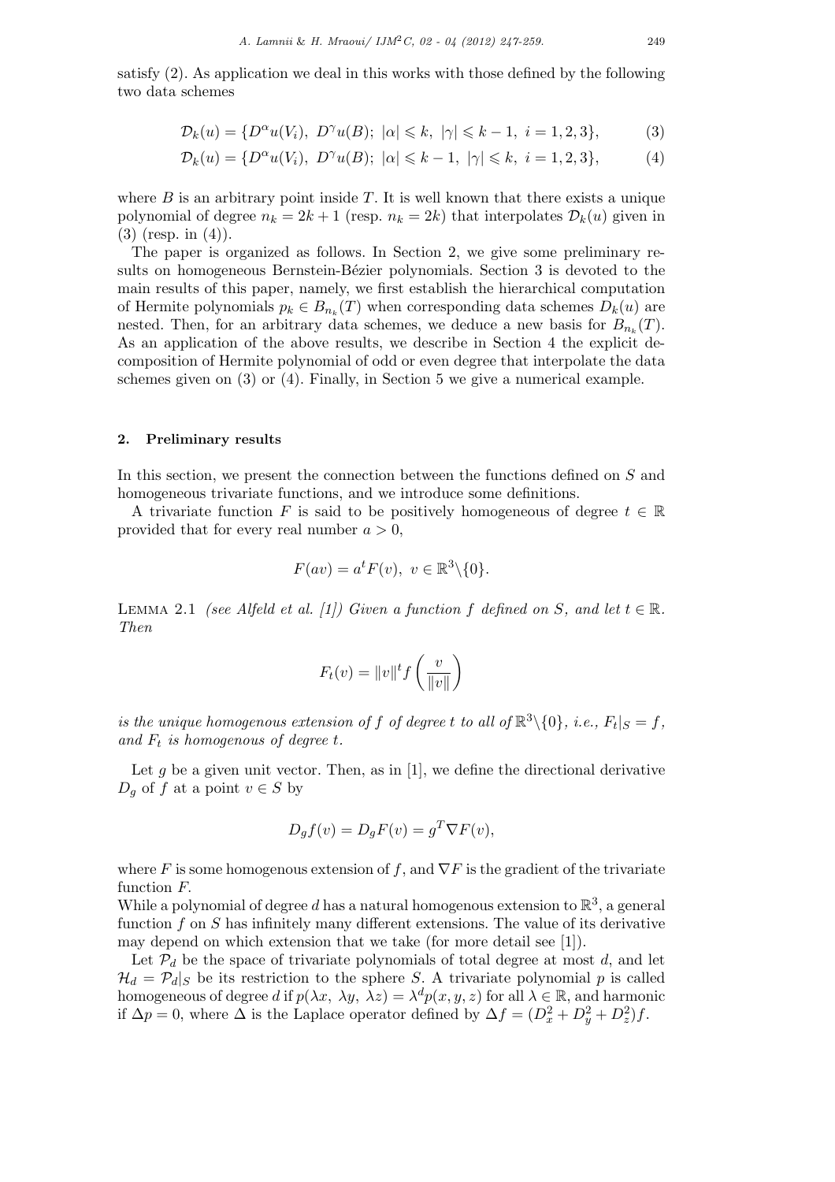satisfy (2). As application we deal in this works with those defined by the following two data schemes

$$\mathcal{D}_k(u) = \{D^\alpha u(V_i),\ D^\gamma u(B);\ |\alpha| \leqslant k,\ |\gamma| \leqslant k-1,\ i = 1,2,3\}, \tag{3}$$

$$\mathcal{D}_k(u) = \{D^\alpha u(V_i),\ D^\gamma u(B);\ |\alpha| \leqslant k-1,\ |\gamma| \leqslant k,\ i = 1,2,3\}, \tag{4}$$

where $B$ is an arbitrary point inside $T$. It is well known that there exists a unique polynomial of degree $n_k = 2k+1$ (resp. $n_k = 2k$) that interpolates $\mathcal{D}_k(u)$ given in (3) (resp. in (4)).

The paper is organized as follows. In Section 2, we give some preliminary results on homogeneous Bernstein-Bézier polynomials. Section 3 is devoted to the main results of this paper, namely, we first establish the hierarchical computation of Hermite polynomials $p_k \in B_{n_k}(T)$ when corresponding data schemes $D_k(u)$ are nested. Then, for an arbitrary data schemes, we deduce a new basis for $B_{n_k}(T)$. As an application of the above results, we describe in Section 4 the explicit decomposition of Hermite polynomial of odd or even degree that interpolate the data schemes given on (3) or (4). Finally, in Section 5 we give a numerical example.

## 2. Preliminary results

In this section, we present the connection between the functions defined on $S$ and homogeneous trivariate functions, and we introduce some definitions.

A trivariate function $F$ is said to be positively homogeneous of degree $t \in \mathbb{R}$ provided that for every real number $a > 0$,

$$F(av) = a^t F(v),\ v \in \mathbb{R}^3 \backslash \{0\}.$$

Lemma 2.1 *(see Alfeld et al. [1]) Given a function $f$ defined on $S$, and let $t \in \mathbb{R}$. Then*

$$F_t(v) = \|v\|^t f\left(\frac{v}{\|v\|}\right)$$

*is the unique homogenous extension of $f$ of degree $t$ to all of $\mathbb{R}^3\backslash\{0\}$, i.e., $F_t|_S = f$, and $F_t$ is homogenous of degree $t$.*

Let $g$ be a given unit vector. Then, as in [1], we define the directional derivative $D_g$ of $f$ at a point $v \in S$ by

$$D_g f(v) = D_g F(v) = g^T \nabla F(v),$$

where $F$ is some homogenous extension of $f$, and $\nabla F$ is the gradient of the trivariate function $F$.
While a polynomial of degree $d$ has a natural homogenous extension to $\mathbb{R}^3$, a general function $f$ on $S$ has infinitely many different extensions. The value of its derivative may depend on which extension that we take (for more detail see [1]).

Let $\mathcal{P}_d$ be the space of trivariate polynomials of total degree at most $d$, and let $\mathcal{H}_d = \mathcal{P}_d|_S$ be its restriction to the sphere $S$. A trivariate polynomial $p$ is called homogeneous of degree $d$ if $p(\lambda x,\ \lambda y,\ \lambda z) = \lambda^d p(x,y,z)$ for all $\lambda \in \mathbb{R}$, and harmonic if $\Delta p = 0$, where $\Delta$ is the Laplace operator defined by $\Delta f = (D_x^2 + D_y^2 + D_z^2)f$.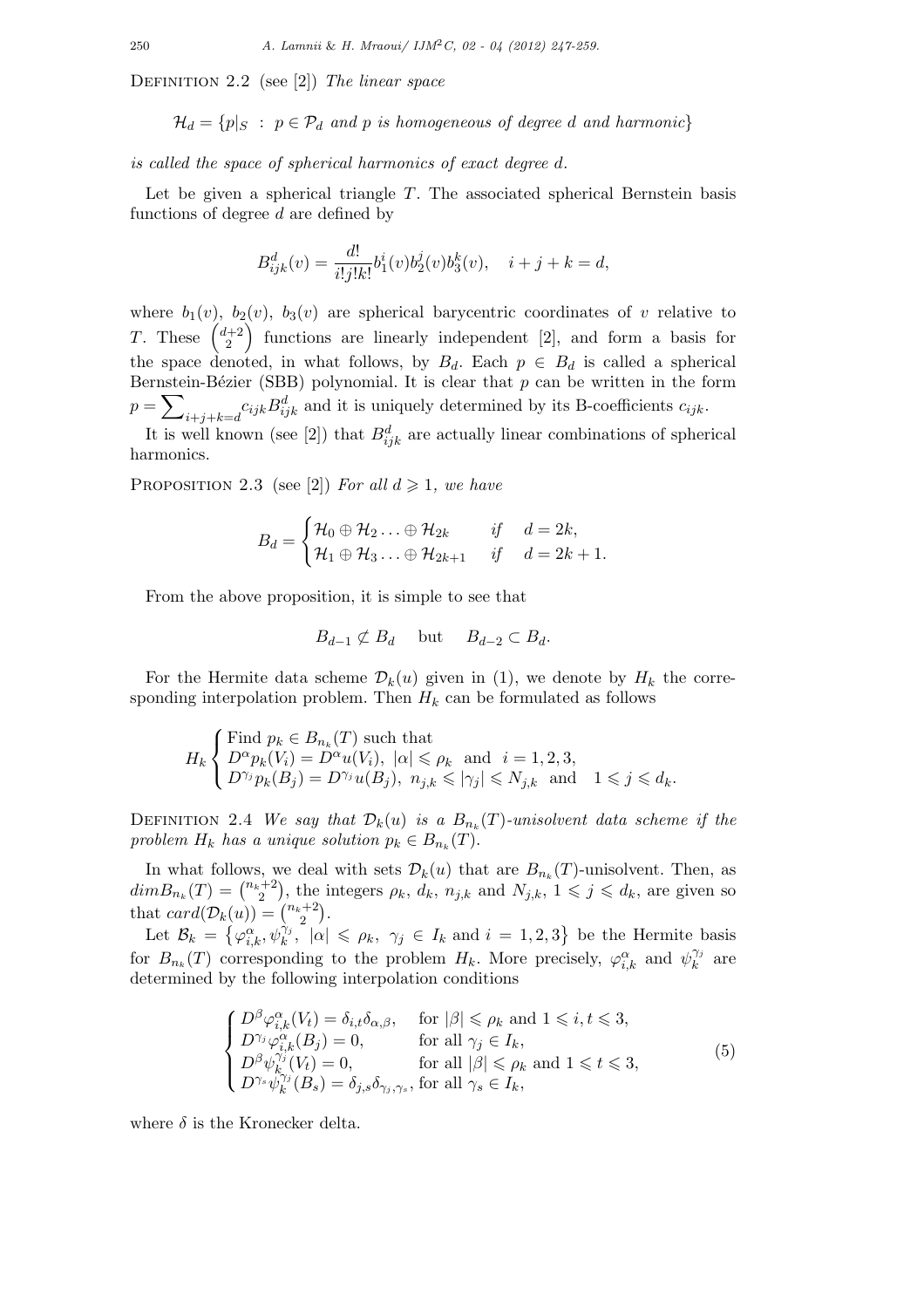Definition 2.2 (see [2]) *The linear space*

$$\mathcal{H}_d = \{p|_S \ : \ p \in \mathcal{P}_d \text{ and } p \text{ is homogeneous of degree } d \text{ and harmonic}\}$$

*is called the space of spherical harmonics of exact degree d.*

Let be given a spherical triangle $T$. The associated spherical Bernstein basis functions of degree $d$ are defined by

$$B^d_{ijk}(v) = \frac{d!}{i!j!k!} b_1^i(v) b_2^j(v) b_3^k(v), \quad i+j+k=d,$$

where $b_1(v)$, $b_2(v)$, $b_3(v)$ are spherical barycentric coordinates of $v$ relative to $T$. These $\binom{d+2}{2}$ functions are linearly independent [2], and form a basis for the space denoted, in what follows, by $B_d$. Each $p \in B_d$ is called a spherical Bernstein-Bézier (SBB) polynomial. It is clear that $p$ can be written in the form $p = \sum_{i+j+k=d} c_{ijk} B^d_{ijk}$ and it is uniquely determined by its B-coefficients $c_{ijk}$.

It is well known (see [2]) that $B^d_{ijk}$ are actually linear combinations of spherical harmonics.

Proposition 2.3 (see [2]) *For all $d \geqslant 1$, we have*

$$B_d = \begin{cases} \mathcal{H}_0 \oplus \mathcal{H}_2 \ldots \oplus \mathcal{H}_{2k} & \text{if} \quad d = 2k, \\ \mathcal{H}_1 \oplus \mathcal{H}_3 \ldots \oplus \mathcal{H}_{2k+1} & \text{if} \quad d = 2k+1. \end{cases}$$

From the above proposition, it is simple to see that

$$B_{d-1} \not\subset B_d \quad \text{but} \quad B_{d-2} \subset B_d.$$

For the Hermite data scheme $\mathcal{D}_k(u)$ given in (1), we denote by $H_k$ the corresponding interpolation problem. Then $H_k$ can be formulated as follows

$$H_k \begin{cases} \text{Find } p_k \in B_{n_k}(T) \text{ such that} \\ D^\alpha p_k(V_i) = D^\alpha u(V_i), \ |\alpha| \leqslant \rho_k \ \text{ and } \ i = 1,2,3, \\ D^{\gamma_j} p_k(B_j) = D^{\gamma_j} u(B_j), \ n_{j,k} \leqslant |\gamma_j| \leqslant N_{j,k} \ \text{ and } \ 1 \leqslant j \leqslant d_k. \end{cases}$$

Definition 2.4 *We say that $\mathcal{D}_k(u)$ is a $B_{n_k}(T)$-unisolvent data scheme if the problem $H_k$ has a unique solution $p_k \in B_{n_k}(T)$.*

In what follows, we deal with sets $\mathcal{D}_k(u)$ that are $B_{n_k}(T)$-unisolvent. Then, as $dim B_{n_k}(T) = \binom{n_k+2}{2}$, the integers $\rho_k$, $d_k$, $n_{j,k}$ and $N_{j,k}$, $1 \leqslant j \leqslant d_k$, are given so that $card(\mathcal{D}_k(u)) = \binom{n_k+2}{2}$.

Let $\mathcal{B}_k = \left\{\varphi^\alpha_{i,k}, \psi^{\gamma_j}_k, \ |\alpha| \leqslant \rho_k, \ \gamma_j \in I_k \text{ and } i = 1,2,3\right\}$ be the Hermite basis for $B_{n_k}(T)$ corresponding to the problem $H_k$. More precisely, $\varphi^\alpha_{i,k}$ and $\psi^{\gamma_j}_k$ are determined by the following interpolation conditions

$$\begin{cases} D^\beta \varphi^\alpha_{i,k}(V_t) = \delta_{i,t}\delta_{\alpha,\beta}, & \text{for } |\beta| \leqslant \rho_k \text{ and } 1 \leqslant i,t \leqslant 3, \\ D^{\gamma_j} \varphi^\alpha_{i,k}(B_j) = 0, & \text{for all } \gamma_j \in I_k, \\ D^\beta \psi^{\gamma_j}_k(V_t) = 0, & \text{for all } |\beta| \leqslant \rho_k \text{ and } 1 \leqslant t \leqslant 3, \\ D^{\gamma_s} \psi^{\gamma_j}_k(B_s) = \delta_{j,s}\delta_{\gamma_j,\gamma_s}, & \text{for all } \gamma_s \in I_k, \end{cases} \tag{5}$$

where $\delta$ is the Kronecker delta.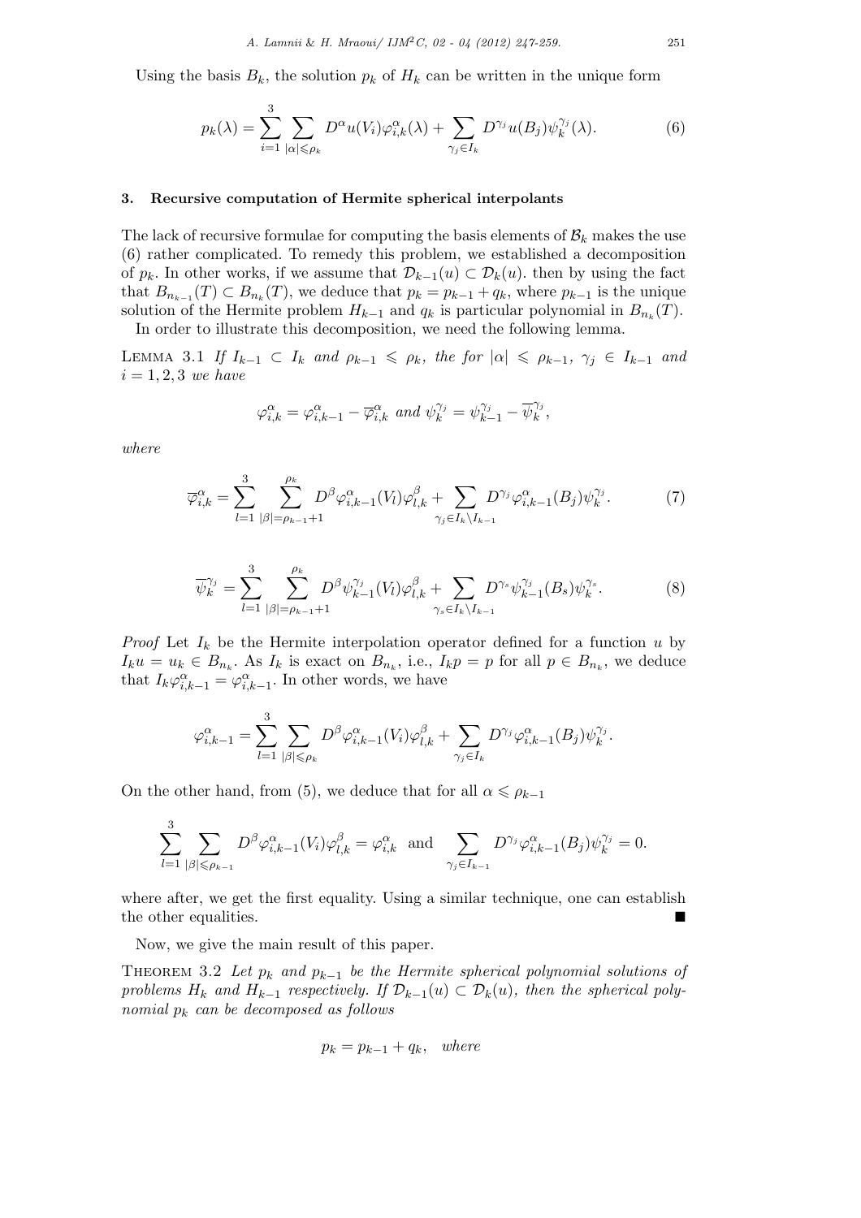Using the basis $B_k$, the solution $p_k$ of $H_k$ can be written in the unique form

$$p_k(\lambda) = \sum_{i=1}^{3} \sum_{|\alpha| \leqslant \rho_k} D^{\alpha} u(V_i) \varphi_{i,k}^{\alpha}(\lambda) + \sum_{\gamma_j \in I_k} D^{\gamma_j} u(B_j) \psi_k^{\gamma_j}(\lambda). \tag{6}$$

## 3. Recursive computation of Hermite spherical interpolants

The lack of recursive formulae for computing the basis elements of $\mathcal{B}_k$ makes the use (6) rather complicated. To remedy this problem, we established a decomposition of $p_k$. In other works, if we assume that $\mathcal{D}_{k-1}(u) \subset \mathcal{D}_k(u)$. then by using the fact that $B_{n_{k-1}}(T) \subset B_{n_k}(T)$, we deduce that $p_k = p_{k-1} + q_k$, where $p_{k-1}$ is the unique solution of the Hermite problem $H_{k-1}$ and $q_k$ is particular polynomial in $B_{n_k}(T)$.

In order to illustrate this decomposition, we need the following lemma.

Lemma 3.1 *If $I_{k-1} \subset I_k$ and $\rho_{k-1} \leqslant \rho_k$, the for $|\alpha| \leqslant \rho_{k-1}$, $\gamma_j \in I_{k-1}$ and $i = 1, 2, 3$ we have*

$$\varphi_{i,k}^{\alpha} = \varphi_{i,k-1}^{\alpha} - \overline{\varphi}_{i,k}^{\alpha} \text{ and } \psi_k^{\gamma_j} = \psi_{k-1}^{\gamma_j} - \overline{\psi}_k^{\gamma_j},$$

*where*

$$\overline{\varphi}_{i,k}^{\alpha} = \sum_{l=1}^{3} \sum_{|\beta|=\rho_{k-1}+1}^{\rho_k} D^{\beta} \varphi_{i,k-1}^{\alpha}(V_l) \varphi_{l,k}^{\beta} + \sum_{\gamma_j \in I_k \setminus I_{k-1}} D^{\gamma_j} \varphi_{i,k-1}^{\alpha}(B_j) \psi_k^{\gamma_j}. \tag{7}$$

$$\overline{\psi}_k^{\gamma_j} = \sum_{l=1}^{3} \sum_{|\beta|=\rho_{k-1}+1}^{\rho_k} D^{\beta} \psi_{k-1}^{\gamma_j}(V_l) \varphi_{l,k}^{\beta} + \sum_{\gamma_s \in I_k \setminus I_{k-1}} D^{\gamma_s} \psi_{k-1}^{\gamma_j}(B_s) \psi_k^{\gamma_s}. \tag{8}$$

*Proof* Let $I_k$ be the Hermite interpolation operator defined for a function $u$ by $I_k u = u_k \in B_{n_k}$. As $I_k$ is exact on $B_{n_k}$, i.e., $I_k p = p$ for all $p \in B_{n_k}$, we deduce that $I_k \varphi_{i,k-1}^{\alpha} = \varphi_{i,k-1}^{\alpha}$. In other words, we have

$$\varphi_{i,k-1}^{\alpha} = \sum_{l=1}^{3} \sum_{|\beta| \leqslant \rho_k} D^{\beta} \varphi_{i,k-1}^{\alpha}(V_i) \varphi_{l,k}^{\beta} + \sum_{\gamma_j \in I_k} D^{\gamma_j} \varphi_{i,k-1}^{\alpha}(B_j) \psi_k^{\gamma_j}.$$

On the other hand, from (5), we deduce that for all $\alpha \leqslant \rho_{k-1}$

$$\sum_{l=1}^{3} \sum_{|\beta| \leqslant \rho_{k-1}} D^{\beta} \varphi_{i,k-1}^{\alpha}(V_i) \varphi_{l,k}^{\beta} = \varphi_{i,k}^{\alpha} \quad \text{and} \quad \sum_{\gamma_j \in I_{k-1}} D^{\gamma_j} \varphi_{i,k-1}^{\alpha}(B_j) \psi_k^{\gamma_j} = 0.$$

where after, we get the first equality. Using a similar technique, one can establish the other equalities. ■

Now, we give the main result of this paper.

Theorem 3.2 *Let $p_k$ and $p_{k-1}$ be the Hermite spherical polynomial solutions of problems $H_k$ and $H_{k-1}$ respectively. If $\mathcal{D}_{k-1}(u) \subset \mathcal{D}_k(u)$, then the spherical polynomial $p_k$ can be decomposed as follows*

$$p_k = p_{k-1} + q_k, \quad \textit{where}$$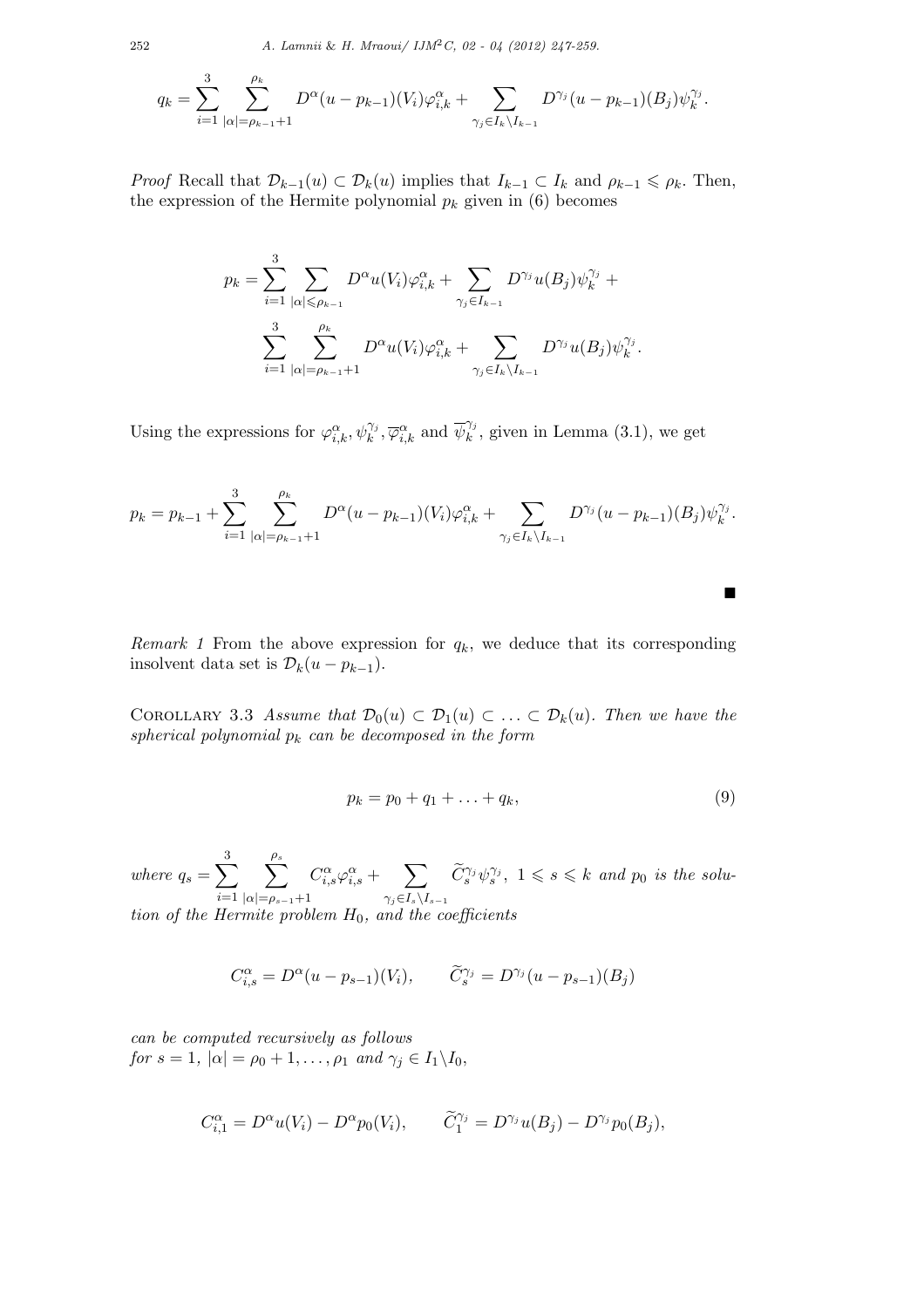$$q_k = \sum_{i=1}^{3} \sum_{|\alpha|=\rho_{k-1}+1}^{\rho_k} D^\alpha (u - p_{k-1})(V_i)\varphi_{i,k}^\alpha + \sum_{\gamma_j \in I_k \setminus I_{k-1}} D^{\gamma_j}(u - p_{k-1})(B_j)\psi_k^{\gamma_j}.$$

*Proof* Recall that $\mathcal{D}_{k-1}(u) \subset \mathcal{D}_k(u)$ implies that $I_{k-1} \subset I_k$ and $\rho_{k-1} \leqslant \rho_k$. Then, the expression of the Hermite polynomial $p_k$ given in (6) becomes

$$p_k = \sum_{i=1}^{3} \sum_{|\alpha| \leqslant \rho_{k-1}} D^\alpha u(V_i)\varphi_{i,k}^\alpha + \sum_{\gamma_j \in I_{k-1}} D^{\gamma_j} u(B_j)\psi_k^{\gamma_j} +$$
$$\sum_{i=1}^{3} \sum_{|\alpha|=\rho_{k-1}+1}^{\rho_k} D^\alpha u(V_i)\varphi_{i,k}^\alpha + \sum_{\gamma_j \in I_k \setminus I_{k-1}} D^{\gamma_j} u(B_j)\psi_k^{\gamma_j}.$$

Using the expressions for $\varphi_{i,k}^\alpha, \psi_k^{\gamma_j}, \overline{\varphi}_{i,k}^\alpha$ and $\overline{\psi}_k^{\gamma_j}$, given in Lemma (3.1), we get

$$p_k = p_{k-1} + \sum_{i=1}^{3} \sum_{|\alpha|=\rho_{k-1}+1}^{\rho_k} D^\alpha (u - p_{k-1})(V_i)\varphi_{i,k}^\alpha + \sum_{\gamma_j \in I_k \setminus I_{k-1}} D^{\gamma_j}(u - p_{k-1})(B_j)\psi_k^{\gamma_j}.$$

■

*Remark 1* From the above expression for $q_k$, we deduce that its corresponding insolvent data set is $\mathcal{D}_k(u - p_{k-1})$.

Corollary 3.3 *Assume that $\mathcal{D}_0(u) \subset \mathcal{D}_1(u) \subset \ldots \subset \mathcal{D}_k(u)$. Then we have the spherical polynomial $p_k$ can be decomposed in the form*

$$p_k = p_0 + q_1 + \ldots + q_k, \tag{9}$$

*where* $q_s = \displaystyle\sum_{i=1}^{3} \sum_{|\alpha|=\rho_{s-1}+1}^{\rho_s} C_{i,s}^\alpha \varphi_{i,s}^\alpha + \sum_{\gamma_j \in I_s \setminus I_{s-1}} \widetilde{C}_s^{\gamma_j} \psi_s^{\gamma_j}$, $1 \leqslant s \leqslant k$ *and* $p_0$ *is the solution of the Hermite problem* $H_0$*, and the coefficients*

$$C_{i,s}^\alpha = D^\alpha (u - p_{s-1})(V_i), \qquad \widetilde{C}_s^{\gamma_j} = D^{\gamma_j}(u - p_{s-1})(B_j)$$

*can be computed recursively as follows*
*for* $s = 1$, $|\alpha| = \rho_0 + 1, \ldots, \rho_1$ *and* $\gamma_j \in I_1 \setminus I_0$,

$$C_{i,1}^\alpha = D^\alpha u(V_i) - D^\alpha p_0(V_i), \qquad \widetilde{C}_1^{\gamma_j} = D^{\gamma_j} u(B_j) - D^{\gamma_j} p_0(B_j),$$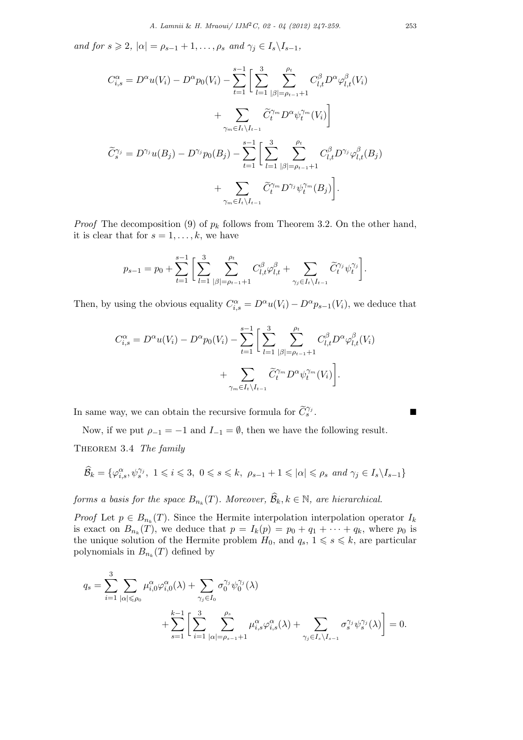*and for $s \geqslant 2$, $|\alpha| = \rho_{s-1}+1, \ldots, \rho_s$ and $\gamma_j \in I_s \backslash I_{s-1}$,*

$$C_{i,s}^{\alpha} = D^{\alpha}u(V_i) - D^{\alpha}p_0(V_i) - \sum_{t=1}^{s-1}\Bigg[\sum_{l=1}^{3}\sum_{|\beta|=\rho_{t-1}+1}^{\rho_t} C_{l,t}^{\beta} D^{\alpha}\varphi_{l,t}^{\beta}(V_i) + \sum_{\gamma_m \in I_t \backslash I_{t-1}} \widetilde{C}_t^{\gamma_m} D^{\alpha}\psi_t^{\gamma_m}(V_i)\Bigg]$$

$$\widetilde{C}_s^{\gamma_j} = D^{\gamma_j}u(B_j) - D^{\gamma_j}p_0(B_j) - \sum_{t=1}^{s-1}\Bigg[\sum_{l=1}^{3}\sum_{|\beta|=\rho_{t-1}+1}^{\rho_t} C_{l,t}^{\beta} D^{\gamma_j}\varphi_{l,t}^{\beta}(B_j) + \sum_{\gamma_m \in I_t \backslash I_{t-1}} \widetilde{C}_t^{\gamma_m} D^{\gamma_j}\psi_t^{\gamma_m}(B_j)\Bigg].$$

*Proof* The decomposition (9) of $p_k$ follows from Theorem 3.2. On the other hand, it is clear that for $s = 1, \ldots, k$, we have

$$p_{s-1} = p_0 + \sum_{t=1}^{s-1}\Bigg[\sum_{l=1}^{3}\sum_{|\beta|=\rho_{t-1}+1}^{\rho_t} C_{l,t}^{\beta}\varphi_{l,t}^{\beta} + \sum_{\gamma_j \in I_t \backslash I_{t-1}} \widetilde{C}_t^{\gamma_j}\psi_t^{\gamma_j}\Bigg].$$

Then, by using the obvious equality $C_{i,s}^{\alpha} = D^{\alpha}u(V_i) - D^{\alpha}p_{s-1}(V_i)$, we deduce that

$$C_{i,s}^{\alpha} = D^{\alpha}u(V_i) - D^{\alpha}p_0(V_i) - \sum_{t=1}^{s-1}\Bigg[\sum_{l=1}^{3}\sum_{|\beta|=\rho_{t-1}+1}^{\rho_t} C_{l,t}^{\beta} D^{\alpha}\varphi_{l,t}^{\beta}(V_i) + \sum_{\gamma_m \in I_t \backslash I_{t-1}} \widetilde{C}_t^{\gamma_m} D^{\alpha}\psi_t^{\gamma_m}(V_i)\Bigg].$$

In same way, we can obtain the recursive formula for $\widetilde{C}_s^{\gamma_j}$. ∎

Now, if we put $\rho_{-1} = -1$ and $I_{-1} = \emptyset$, then we have the following result.

Theorem 3.4 *The family*

$$\widehat{\mathcal{B}}_k = \{\varphi_{i,s}^{\alpha}, \psi_s^{\gamma_j},\ 1 \leqslant i \leqslant 3,\ 0 \leqslant s \leqslant k,\ \rho_{s-1}+1 \leqslant |\alpha| \leqslant \rho_s \text{ and } \gamma_j \in I_s \backslash I_{s-1}\}$$

*forms a basis for the space $B_{n_k}(T)$. Moreover, $\widehat{\mathcal{B}}_k, k \in \mathbb{N}$, are hierarchical.*

*Proof* Let $p \in B_{n_k}(T)$. Since the Hermite interpolation interpolation operator $I_k$ is exact on $B_{n_k}(T)$, we deduce that $p = I_k(p) = p_0 + q_1 + \cdots + q_k$, where $p_0$ is the unique solution of the Hermite problem $H_0$, and $q_s$, $1 \leqslant s \leqslant k$, are particular polynomials in $B_{n_k}(T)$ defined by

$$q_s = \sum_{i=1}^{3}\sum_{|\alpha| \leqslant \rho_0} \mu_{i,0}^{\alpha}\varphi_{i,0}^{\alpha}(\lambda) + \sum_{\gamma_j \in I_0} \sigma_0^{\gamma_j}\psi_0^{\gamma_j}(\lambda) + \sum_{s=1}^{k-1}\Bigg[\sum_{i=1}^{3}\sum_{|\alpha|=\rho_{s-1}+1}^{\rho_s} \mu_{i,s}^{\alpha}\varphi_{i,s}^{\alpha}(\lambda) + \sum_{\gamma_j \in I_s \backslash I_{s-1}} \sigma_s^{\gamma_j}\psi_s^{\gamma_j}(\lambda)\Bigg] = 0.$$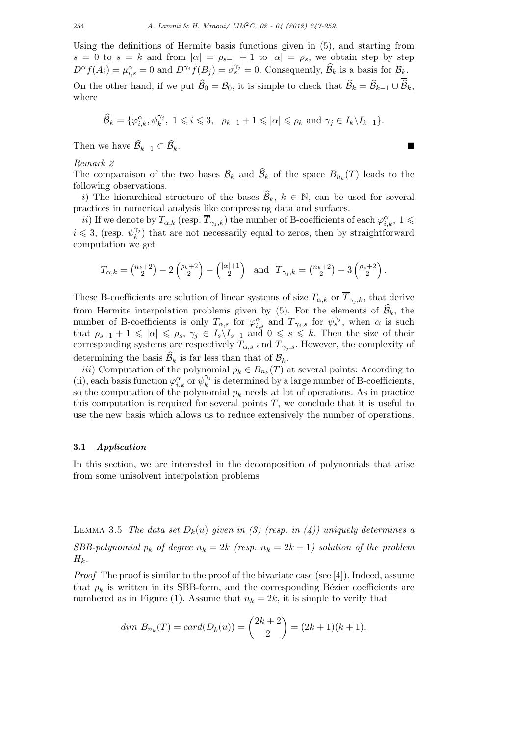Using the definitions of Hermite basis functions given in (5), and starting from $s = 0$ to $s = k$ and from $|\alpha| = \rho_{s-1} + 1$ to $|\alpha| = \rho_s$, we obtain step by step $D^\alpha f(A_i) = \mu_{i,s}^\alpha = 0$ and $D^{\gamma_j} f(B_j) = \sigma_s^{\gamma_j} = 0$. Consequently, $\widehat{\mathcal{B}}_k$ is a basis for $\mathcal{B}_k$.

On the other hand, if we put $\widehat{\mathcal{B}}_0 = \mathcal{B}_0$, it is simple to check that $\widehat{\mathcal{B}}_k = \widehat{\mathcal{B}}_{k-1} \cup \overline{\overline{\mathcal{B}}}_k$, where

$$\overline{\overline{\mathcal{B}}}_k = \{\varphi_{i,k}^\alpha, \psi_k^{\gamma_j},\ 1 \leqslant i \leqslant 3,\ \ \rho_{k-1} + 1 \leqslant |\alpha| \leqslant \rho_k \text{ and } \gamma_j \in I_k \backslash I_{k-1}\}.$$

Then we have $\widehat{\mathcal{B}}_{k-1} \subset \widehat{\mathcal{B}}_k$. ■

*Remark 2*

The comparaison of the two bases $\mathcal{B}_k$ and $\widehat{\mathcal{B}}_k$ of the space $B_{n_k}(T)$ leads to the following observations.

*i)* The hierarchical structure of the bases $\widehat{\mathcal{B}}_k$, $k \in \mathbb{N}$, can be used for several practices in numerical analysis like compressing data and surfaces.

*ii)* If we denote by $T_{\alpha,k}$ (resp. $\overline{T}_{\gamma_j,k}$) the number of B-coefficients of each $\varphi_{i,k}^\alpha$, $1 \leqslant i \leqslant 3$, (resp. $\psi_k^{\gamma_j}$) that are not necessarily equal to zeros, then by straightforward computation we get

$$T_{\alpha,k} = \binom{n_k+2}{2} - 2\binom{\rho_k+2}{2} - \binom{|\alpha|+1}{2} \quad \text{and} \quad \overline{T}_{\gamma_j,k} = \binom{n_k+2}{2} - 3\binom{\rho_k+2}{2}.$$

These B-coefficients are solution of linear systems of size $T_{\alpha,k}$ or $\overline{T}_{\gamma_j,k}$, that derive from Hermite interpolation problems given by (5). For the elements of $\widehat{\mathcal{B}}_k$, the number of B-coefficients is only $T_{\alpha,s}$ for $\varphi_{i,s}^\alpha$ and $\overline{T}_{\gamma_j,s}$ for $\psi_s^{\gamma_j}$, when $\alpha$ is such that $\rho_{s-1} + 1 \leqslant |\alpha| \leqslant \rho_s$, $\gamma_j \in I_s \backslash I_{s-1}$ and $0 \leqslant s \leqslant k$. Then the size of their corresponding systems are respectively $T_{\alpha,s}$ and $\overline{T}_{\gamma_j,s}$. However, the complexity of determining the basis $\widehat{\mathcal{B}}_k$ is far less than that of $\mathcal{B}_k$.

*iii)* Computation of the polynomial $p_k \in B_{n_k}(T)$ at several points: According to (ii), each basis function $\varphi_{i,k}^\alpha$ or $\psi_k^{\gamma_j}$ is determined by a large number of B-coefficients, so the computation of the polynomial $p_k$ needs at lot of operations. As in practice this computation is required for several points $T$, we conclude that it is useful to use the new basis which allows us to reduce extensively the number of operations.

### 3.1 *Application*

In this section, we are interested in the decomposition of polynomials that arise from some unisolvent interpolation problems

Lemma 3.5 *The data set $D_k(u)$ given in (3) (resp. in (4)) uniquely determines a SBB-polynomial $p_k$ of degree $n_k = 2k$ (resp. $n_k = 2k+1$) solution of the problem $H_k$.*

*Proof* The proof is similar to the proof of the bivariate case (see [4]). Indeed, assume that $p_k$ is written in its SBB-form, and the corresponding Bézier coefficients are numbered as in Figure (1). Assume that $n_k = 2k$, it is simple to verify that

$$dim\ B_{n_k}(T) = card(D_k(u)) = \binom{2k+2}{2} = (2k+1)(k+1).$$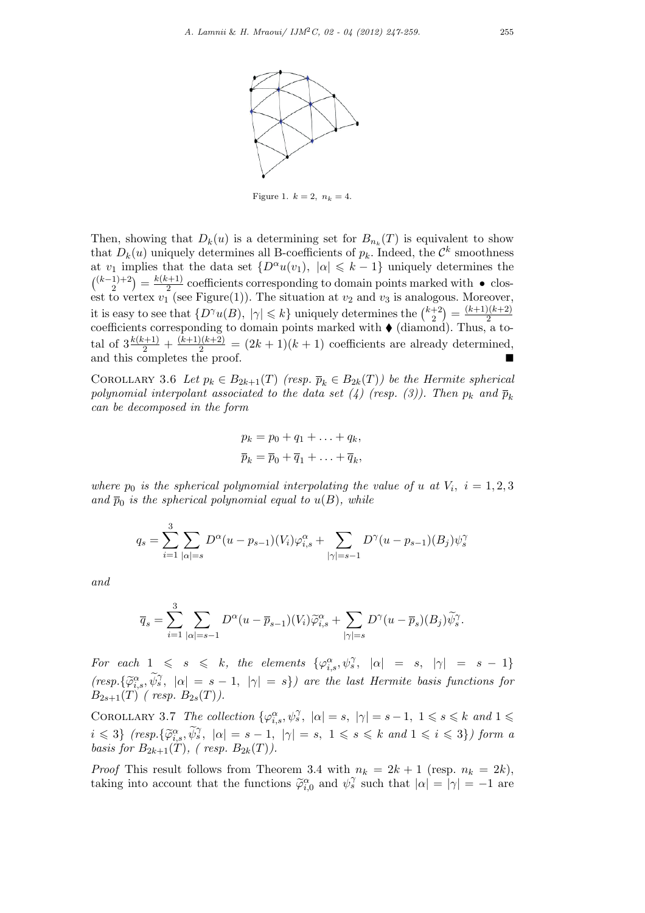Figure 1. $k = 2,\ n_k = 4$.

Then, showing that $D_k(u)$ is a determining set for $B_{n_k}(T)$ is equivalent to show that $D_k(u)$ uniquely determines all B-coefficients of $p_k$. Indeed, the $\mathcal{C}^k$ smoothness at $v_1$ implies that the data set $\{D^\alpha u(v_1),\ |\alpha| \leqslant k-1\}$ uniquely determines the $\binom{(k-1)+2}{2} = \frac{k(k+1)}{2}$ coefficients corresponding to domain points marked with $\bullet$ closest to vertex $v_1$ (see Figure(1)). The situation at $v_2$ and $v_3$ is analogous. Moreover, it is easy to see that $\{D^\gamma u(B),\ |\gamma| \leqslant k\}$ uniquely determines the $\binom{k+2}{2} = \frac{(k+1)(k+2)}{2}$ coefficients corresponding to domain points marked with $\blacklozenge$ (diamond). Thus, a total of $3\frac{k(k+1)}{2} + \frac{(k+1)(k+2)}{2} = (2k+1)(k+1)$ coefficients are already determined, and this completes the proof. $\blacksquare$

Corollary 3.6 *Let $p_k \in B_{2k+1}(T)$ (resp. $\overline{p}_k \in B_{2k}(T)$) be the Hermite spherical polynomial interpolant associated to the data set (4) (resp. (3)). Then $p_k$ and $\overline{p}_k$ can be decomposed in the form*

$$p_k = p_0 + q_1 + \ldots + q_k,$$
$$\overline{p}_k = \overline{p}_0 + \overline{q}_1 + \ldots + \overline{q}_k,$$

*where $p_0$ is the spherical polynomial interpolating the value of $u$ at $V_i,\ i = 1, 2, 3$ and $\overline{p}_0$ is the spherical polynomial equal to $u(B)$, while*

$$q_s = \sum_{i=1}^{3} \sum_{|\alpha|=s} D^\alpha(u - p_{s-1})(V_i)\varphi_{i,s}^\alpha + \sum_{|\gamma|=s-1} D^\gamma(u - p_{s-1})(B_j)\psi_s^\gamma$$

*and*

$$\overline{q}_s = \sum_{i=1}^{3} \sum_{|\alpha|=s-1} D^\alpha(u - \overline{p}_{s-1})(V_i)\widetilde{\varphi}_{i,s}^\alpha + \sum_{|\gamma|=s} D^\gamma(u - \overline{p}_s)(B_j)\widetilde{\psi}_s^\gamma.$$

*For each $1 \leqslant s \leqslant k$, the elements $\{\varphi_{i,s}^\alpha, \psi_s^\gamma,\ |\alpha| = s,\ |\gamma| = s-1\}$ (resp. $\{\widetilde{\varphi}_{i,s}^\alpha, \widetilde{\psi}_s^\gamma,\ |\alpha| = s-1,\ |\gamma| = s\}$) are the last Hermite basis functions for $B_{2s+1}(T)$ ( resp. $B_{2s}(T)$).*

Corollary 3.7 *The collection $\{\varphi_{i,s}^\alpha, \psi_s^\gamma,\ |\alpha| = s,\ |\gamma| = s-1,\ 1 \leqslant s \leqslant k$ and $1 \leqslant i \leqslant 3\}$ (resp. $\{\widetilde{\varphi}_{i,s}^\alpha, \widetilde{\psi}_s^\gamma,\ |\alpha| = s-1,\ |\gamma| = s,\ 1 \leqslant s \leqslant k$ and $1 \leqslant i \leqslant 3\}$) form a basis for $B_{2k+1}(T)$, ( resp. $B_{2k}(T)$).*

*Proof* This result follows from Theorem 3.4 with $n_k = 2k+1$ (resp. $n_k = 2k$), taking into account that the functions $\widetilde{\varphi}_{i,0}^\alpha$ and $\psi_s^\gamma$ such that $|\alpha| = |\gamma| = -1$ are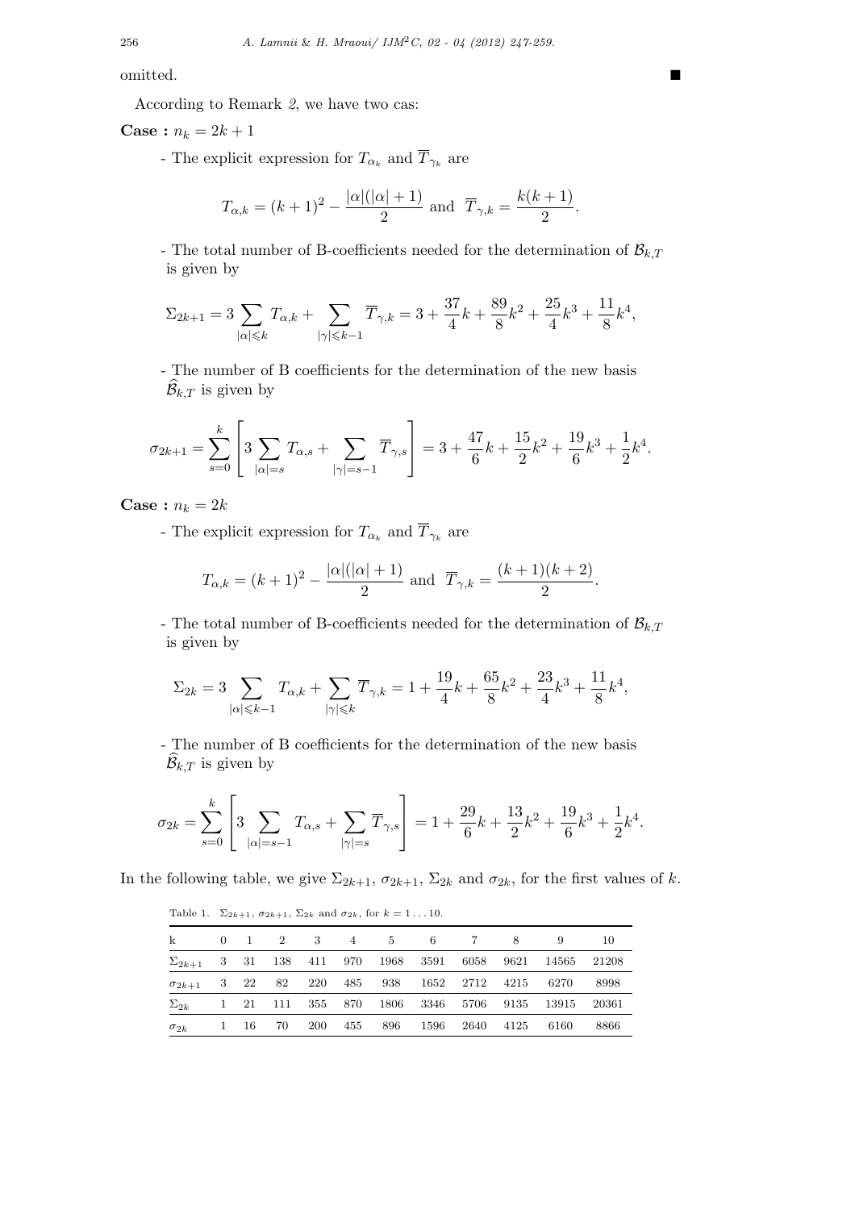omitted. ■

According to Remark *2*, we have two cas:

**Case :** $n_k = 2k+1$

- The explicit expression for $T_{\alpha_k}$ and $\overline{T}_{\gamma_k}$ are

$$T_{\alpha,k} = (k+1)^2 - \frac{|\alpha|(|\alpha|+1)}{2} \text{ and } \overline{T}_{\gamma,k} = \frac{k(k+1)}{2}.$$

- The total number of B-coefficients needed for the determination of $\mathcal{B}_{k,T}$ is given by

$$\Sigma_{2k+1} = 3\sum_{|\alpha|\leqslant k} T_{\alpha,k} + \sum_{|\gamma|\leqslant k-1} \overline{T}_{\gamma,k} = 3 + \frac{37}{4}k + \frac{89}{8}k^2 + \frac{25}{4}k^3 + \frac{11}{8}k^4,$$

- The number of B coefficients for the determination of the new basis $\widehat{\mathcal{B}}_{k,T}$ is given by

$$\sigma_{2k+1} = \sum_{s=0}^{k}\left[3\sum_{|\alpha|=s} T_{\alpha,s} + \sum_{|\gamma|=s-1} \overline{T}_{\gamma,s}\right] = 3 + \frac{47}{6}k + \frac{15}{2}k^2 + \frac{19}{6}k^3 + \frac{1}{2}k^4.$$

**Case :** $n_k = 2k$

- The explicit expression for $T_{\alpha_k}$ and $\overline{T}_{\gamma_k}$ are

$$T_{\alpha,k} = (k+1)^2 - \frac{|\alpha|(|\alpha|+1)}{2} \text{ and } \overline{T}_{\gamma,k} = \frac{(k+1)(k+2)}{2}.$$

- The total number of B-coefficients needed for the determination of $\mathcal{B}_{k,T}$ is given by

$$\Sigma_{2k} = 3\sum_{|\alpha|\leqslant k-1} T_{\alpha,k} + \sum_{|\gamma|\leqslant k} \overline{T}_{\gamma,k} = 1 + \frac{19}{4}k + \frac{65}{8}k^2 + \frac{23}{4}k^3 + \frac{11}{8}k^4,$$

- The number of B coefficients for the determination of the new basis $\widehat{\mathcal{B}}_{k,T}$ is given by

$$\sigma_{2k} = \sum_{s=0}^{k}\left[3\sum_{|\alpha|=s-1} T_{\alpha,s} + \sum_{|\gamma|=s} \overline{T}_{\gamma,s}\right] = 1 + \frac{29}{6}k + \frac{13}{2}k^2 + \frac{19}{6}k^3 + \frac{1}{2}k^4.$$

In the following table, we give $\Sigma_{2k+1}$, $\sigma_{2k+1}$, $\Sigma_{2k}$ and $\sigma_{2k}$, for the first values of $k$.

Table 1. $\Sigma_{2k+1}$, $\sigma_{2k+1}$, $\Sigma_{2k}$ and $\sigma_{2k}$, for $k = 1\ldots 10$.

| k | 0 | 1 | 2 | 3 | 4 | 5 | 6 | 7 | 8 | 9 | 10 |
|---|---|---|---|---|---|---|---|---|---|---|---|
| $\Sigma_{2k+1}$ | 3 | 31 | 138 | 411 | 970 | 1968 | 3591 | 6058 | 9621 | 14565 | 21208 |
| $\sigma_{2k+1}$ | 3 | 22 | 82 | 220 | 485 | 938 | 1652 | 2712 | 4215 | 6270 | 8998 |
| $\Sigma_{2k}$ | 1 | 21 | 111 | 355 | 870 | 1806 | 3346 | 5706 | 9135 | 13915 | 20361 |
| $\sigma_{2k}$ | 1 | 16 | 70 | 200 | 455 | 896 | 1596 | 2640 | 4125 | 6160 | 8866 |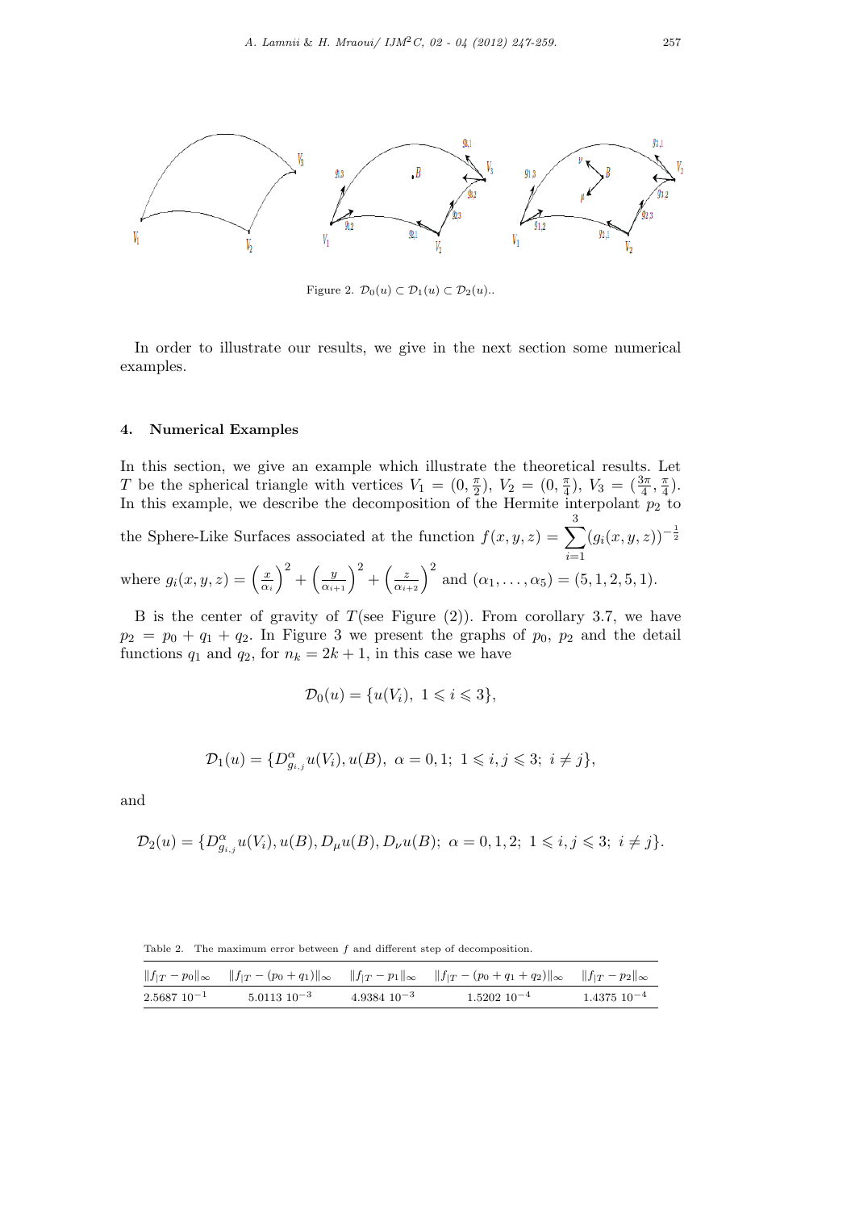Figure 2. $\mathcal{D}_0(u) \subset \mathcal{D}_1(u) \subset \mathcal{D}_2(u)$..

In order to illustrate our results, we give in the next section some numerical examples.

## 4. Numerical Examples

In this section, we give an example which illustrate the theoretical results. Let $T$ be the spherical triangle with vertices $V_1 = (0, \frac{\pi}{2})$, $V_2 = (0, \frac{\pi}{4})$, $V_3 = (\frac{3\pi}{4}, \frac{\pi}{4})$. In this example, we describe the decomposition of the Hermite interpolant $p_2$ to the Sphere-Like Surfaces associated at the function $f(x, y, z) = \sum_{i=1}^{3} (g_i(x, y, z))^{-\frac{1}{2}}$ where $g_i(x, y, z) = \left(\frac{x}{\alpha_i}\right)^2 + \left(\frac{y}{\alpha_{i+1}}\right)^2 + \left(\frac{z}{\alpha_{i+2}}\right)^2$ and $(\alpha_1, \ldots, \alpha_5) = (5, 1, 2, 5, 1)$.

B is the center of gravity of $T$(see Figure (2)). From corollary 3.7, we have $p_2 = p_0 + q_1 + q_2$. In Figure 3 we present the graphs of $p_0$, $p_2$ and the detail functions $q_1$ and $q_2$, for $n_k = 2k + 1$, in this case we have

$$\mathcal{D}_0(u) = \{u(V_i),\ 1 \leqslant i \leqslant 3\},$$

$$\mathcal{D}_1(u) = \{D^{\alpha}_{g_{i,j}} u(V_i), u(B),\ \alpha = 0, 1;\ 1 \leqslant i, j \leqslant 3;\ i \neq j\},$$

and

$$\mathcal{D}_2(u) = \{D^{\alpha}_{g_{i,j}} u(V_i), u(B), D_{\mu} u(B), D_{\nu} u(B);\ \alpha = 0, 1, 2;\ 1 \leqslant i, j \leqslant 3;\ i \neq j\}.$$

Table 2. The maximum error between $f$ and different step of decomposition.

| $\Vert f_{\vert T} - p_0 \Vert_\infty$ | $\Vert f_{\vert T} - (p_0 + q_1) \Vert_\infty$ | $\Vert f_{\vert T} - p_1 \Vert_\infty$ | $\Vert f_{\vert T} - (p_0 + q_1 + q_2) \Vert_\infty$ | $\Vert f_{\vert T} - p_2 \Vert_\infty$ |
|---|---|---|---|---|
| $2.5687\ 10^{-1}$ | $5.0113\ 10^{-3}$ | $4.9384\ 10^{-3}$ | $1.5202\ 10^{-4}$ | $1.4375\ 10^{-4}$ |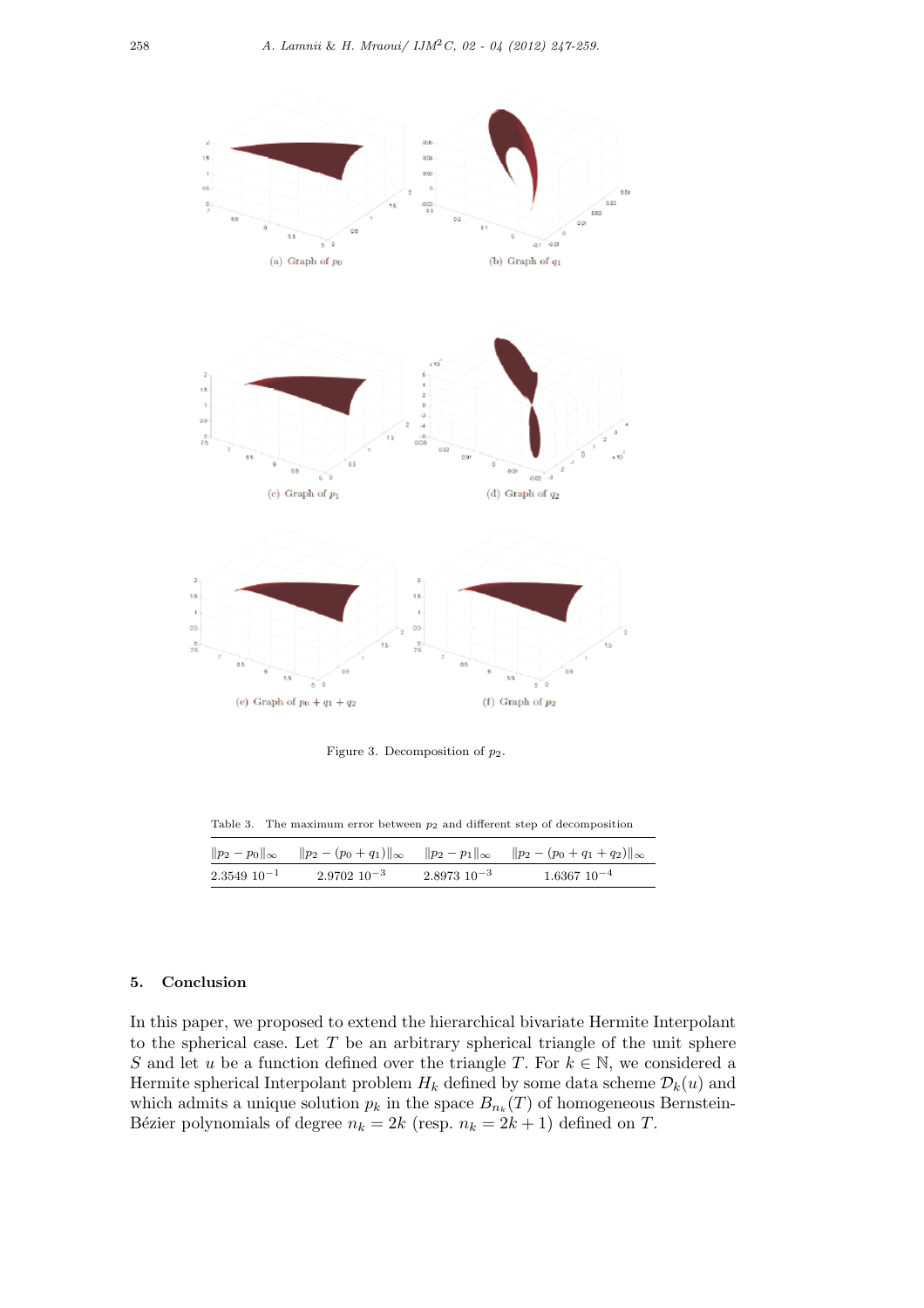(a) Graph of $p_0$

(b) Graph of $q_1$

(c) Graph of $p_1$

(d) Graph of $q_2$

(e) Graph of $p_0 + q_1 + q_2$

(f) Graph of $p_2$

Figure 3. Decomposition of $p_2$.

Table 3. The maximum error between $p_2$ and different step of decomposition

| $\|p_2 - p_0\|_\infty$ | $\|p_2 - (p_0 + q_1)\|_\infty$ | $\|p_2 - p_1\|_\infty$ | $\|p_2 - (p_0 + q_1 + q_2)\|_\infty$ |
|---|---|---|---|
| $2.3549\ 10^{-1}$ | $2.9702\ 10^{-3}$ | $2.8973\ 10^{-3}$ | $1.6367\ 10^{-4}$ |

## 5. Conclusion

In this paper, we proposed to extend the hierarchical bivariate Hermite Interpolant to the spherical case. Let $T$ be an arbitrary spherical triangle of the unit sphere $S$ and let $u$ be a function defined over the triangle $T$. For $k \in \mathbb{N}$, we considered a Hermite spherical Interpolant problem $H_k$ defined by some data scheme $\mathcal{D}_k(u)$ and which admits a unique solution $p_k$ in the space $B_{n_k}(T)$ of homogeneous Bernstein-Bézier polynomials of degree $n_k = 2k$ (resp. $n_k = 2k + 1$) defined on $T$.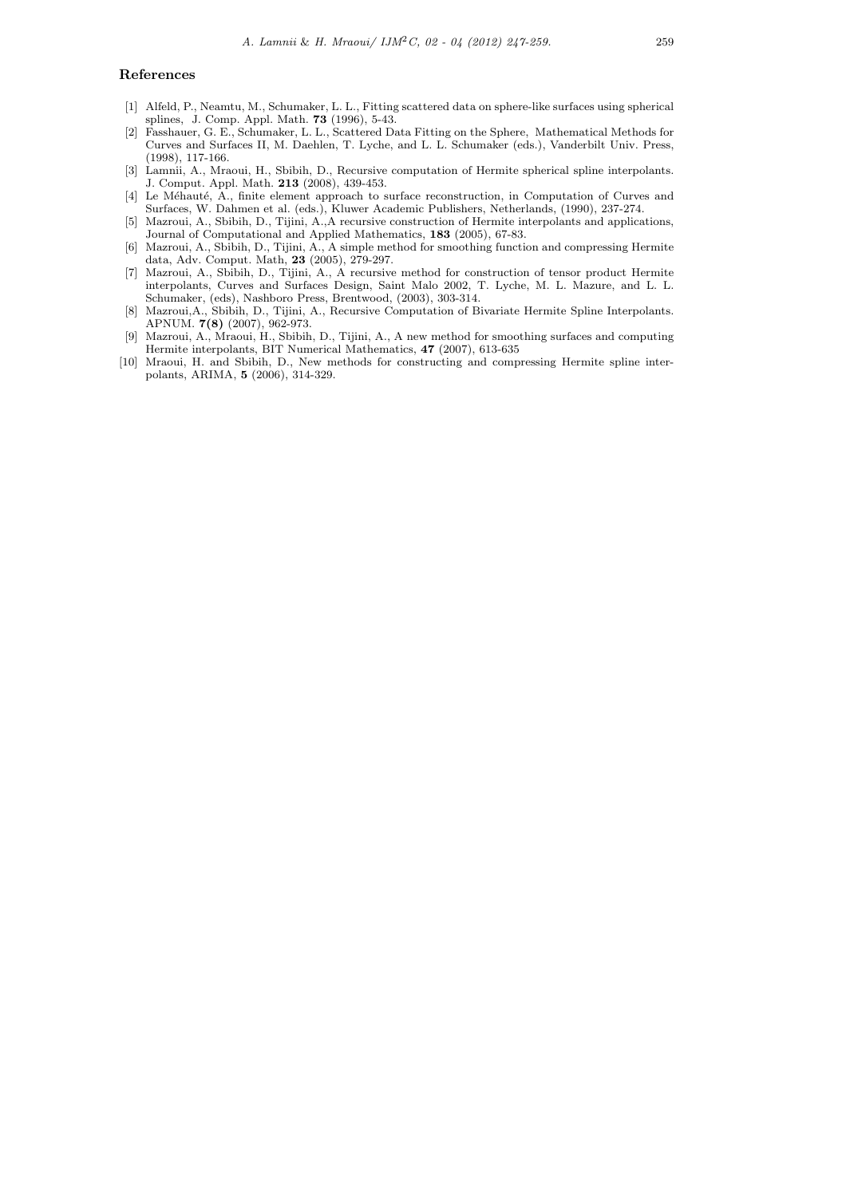## References

[1] Alfeld, P., Neamtu, M., Schumaker, L. L., Fitting scattered data on sphere-like surfaces using spherical splines, J. Comp. Appl. Math. **73** (1996), 5-43.

[2] Fasshauer, G. E., Schumaker, L. L., Scattered Data Fitting on the Sphere, Mathematical Methods for Curves and Surfaces II, M. Daehlen, T. Lyche, and L. L. Schumaker (eds.), Vanderbilt Univ. Press, (1998), 117-166.

[3] Lamnii, A., Mraoui, H., Sbibih, D., Recursive computation of Hermite spherical spline interpolants. J. Comput. Appl. Math. **213** (2008), 439-453.

[4] Le Méhauté, A., finite element approach to surface reconstruction, in Computation of Curves and Surfaces, W. Dahmen et al. (eds.), Kluwer Academic Publishers, Netherlands, (1990), 237-274.

[5] Mazroui, A., Sbibih, D., Tijini, A.,A recursive construction of Hermite interpolants and applications, Journal of Computational and Applied Mathematics, **183** (2005), 67-83.

[6] Mazroui, A., Sbibih, D., Tijini, A., A simple method for smoothing function and compressing Hermite data, Adv. Comput. Math, **23** (2005), 279-297.

[7] Mazroui, A., Sbibih, D., Tijini, A., A recursive method for construction of tensor product Hermite interpolants, Curves and Surfaces Design, Saint Malo 2002, T. Lyche, M. L. Mazure, and L. L. Schumaker, (eds), Nashboro Press, Brentwood, (2003), 303-314.

[8] Mazroui,A., Sbibih, D., Tijini, A., Recursive Computation of Bivariate Hermite Spline Interpolants. APNUM. **7(8)** (2007), 962-973.

[9] Mazroui, A., Mraoui, H., Sbibih, D., Tijini, A., A new method for smoothing surfaces and computing Hermite interpolants, BIT Numerical Mathematics, **47** (2007), 613-635

[10] Mraoui, H. and Sbibih, D., New methods for constructing and compressing Hermite spline interpolants, ARIMA, **5** (2006), 314-329.